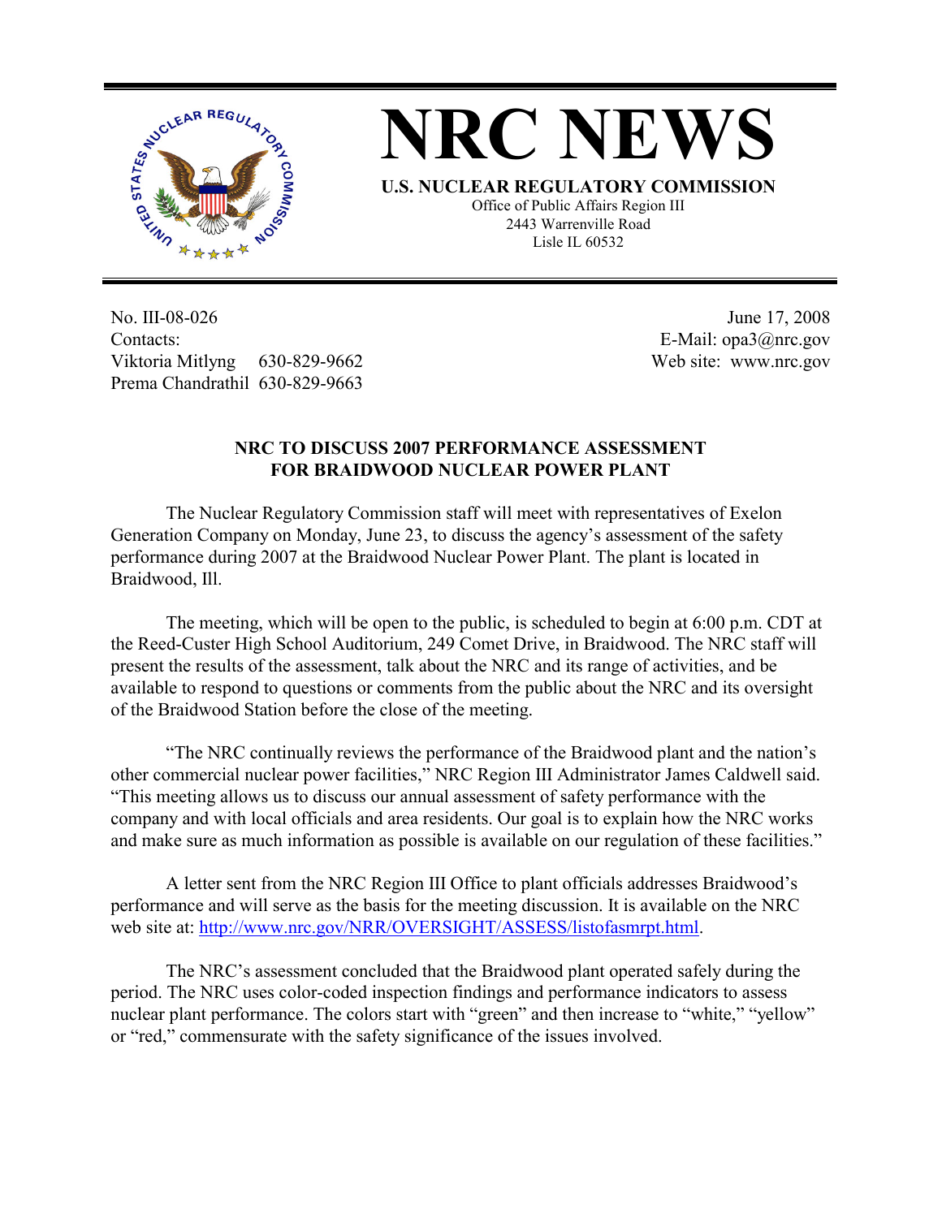# NRC NEWS

**U.S. NUCLEAR REGULATORY COMMISSION**

Office of Public Affairs Region III
2443 Warrenville Road
Lisle IL 60532

No. III-08-026
Contacts:
Viktoria Mitlyng 630-829-9662
Prema Chandrathil 630-829-9663

June 17, 2008
E-Mail: opa3@nrc.gov
Web site: www.nrc.gov

## NRC TO DISCUSS 2007 PERFORMANCE ASSESSMENT FOR BRAIDWOOD NUCLEAR POWER PLANT

The Nuclear Regulatory Commission staff will meet with representatives of Exelon Generation Company on Monday, June 23, to discuss the agency's assessment of the safety performance during 2007 at the Braidwood Nuclear Power Plant. The plant is located in Braidwood, Ill.

The meeting, which will be open to the public, is scheduled to begin at 6:00 p.m. CDT at the Reed-Custer High School Auditorium, 249 Comet Drive, in Braidwood. The NRC staff will present the results of the assessment, talk about the NRC and its range of activities, and be available to respond to questions or comments from the public about the NRC and its oversight of the Braidwood Station before the close of the meeting.

"The NRC continually reviews the performance of the Braidwood plant and the nation's other commercial nuclear power facilities," NRC Region III Administrator James Caldwell said. "This meeting allows us to discuss our annual assessment of safety performance with the company and with local officials and area residents. Our goal is to explain how the NRC works and make sure as much information as possible is available on our regulation of these facilities."

A letter sent from the NRC Region III Office to plant officials addresses Braidwood's performance and will serve as the basis for the meeting discussion. It is available on the NRC web site at: http://www.nrc.gov/NRR/OVERSIGHT/ASSESS/listofasmrpt.html.

The NRC's assessment concluded that the Braidwood plant operated safely during the period. The NRC uses color-coded inspection findings and performance indicators to assess nuclear plant performance. The colors start with "green" and then increase to "white," "yellow" or "red," commensurate with the safety significance of the issues involved.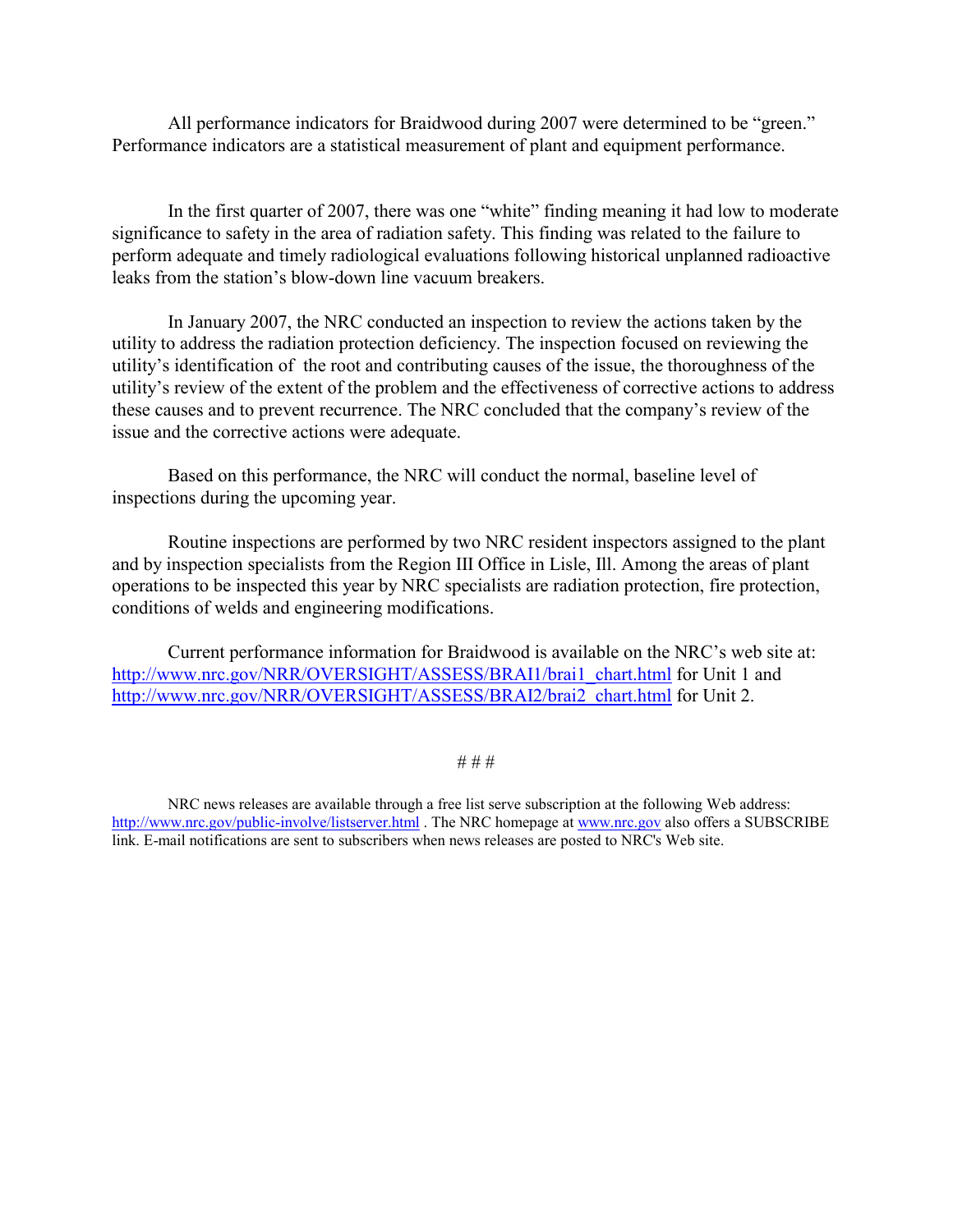All performance indicators for Braidwood during 2007 were determined to be "green." Performance indicators are a statistical measurement of plant and equipment performance.

In the first quarter of 2007, there was one "white" finding meaning it had low to moderate significance to safety in the area of radiation safety. This finding was related to the failure to perform adequate and timely radiological evaluations following historical unplanned radioactive leaks from the station's blow-down line vacuum breakers.

In January 2007, the NRC conducted an inspection to review the actions taken by the utility to address the radiation protection deficiency. The inspection focused on reviewing the utility's identification of the root and contributing causes of the issue, the thoroughness of the utility's review of the extent of the problem and the effectiveness of corrective actions to address these causes and to prevent recurrence. The NRC concluded that the company's review of the issue and the corrective actions were adequate.

Based on this performance, the NRC will conduct the normal, baseline level of inspections during the upcoming year.

Routine inspections are performed by two NRC resident inspectors assigned to the plant and by inspection specialists from the Region III Office in Lisle, Ill. Among the areas of plant operations to be inspected this year by NRC specialists are radiation protection, fire protection, conditions of welds and engineering modifications.

Current performance information for Braidwood is available on the NRC's web site at: http://www.nrc.gov/NRR/OVERSIGHT/ASSESS/BRAI1/brai1_chart.html for Unit 1 and http://www.nrc.gov/NRR/OVERSIGHT/ASSESS/BRAI2/brai2_chart.html for Unit 2.

# # #

NRC news releases are available through a free list serve subscription at the following Web address: http://www.nrc.gov/public-involve/listserver.html . The NRC homepage at www.nrc.gov also offers a SUBSCRIBE link. E-mail notifications are sent to subscribers when news releases are posted to NRC's Web site.